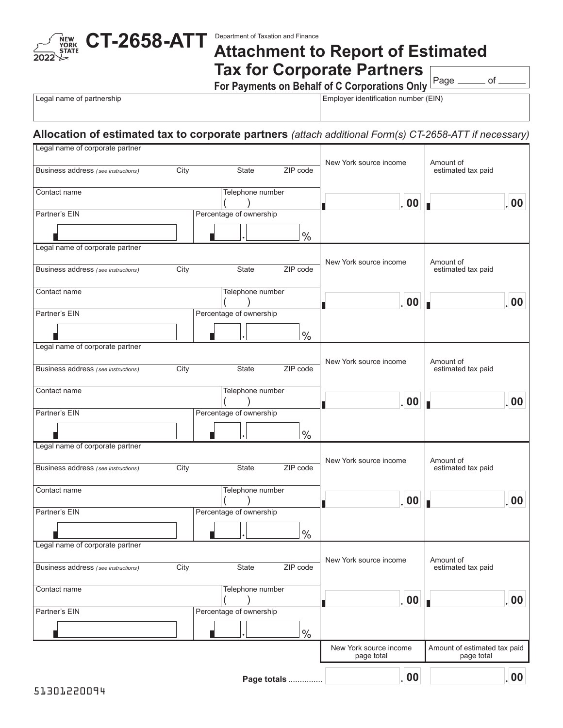NEW YORK STATE 2022

# CT-2658-ATT

Department of Taxation and Finance

## Attachment to Report of Estimated Tax for Corporate Partners

**For Payments on Behalf of C Corporations Only**

Page ______ of ______

| Legal name of partnership | Employer identification number (EIN) |
|---|---|
| | |

### Allocation of estimated tax to corporate partners *(attach additional Form(s) CT-2658-ATT if necessary)*

| Legal name of corporate partner | | | | New York source income | Amount of estimated tax paid |
|---|---|---|---|---|---|
| Business address *(see instructions)* | City | State | ZIP code | | |
| Contact name | | Telephone number ( ) | | .00 | .00 |
| Partner's EIN | | Percentage of ownership . % | | | |

| Legal name of corporate partner | | | | New York source income | Amount of estimated tax paid |
|---|---|---|---|---|---|
| Business address *(see instructions)* | City | State | ZIP code | | |
| Contact name | | Telephone number ( ) | | .00 | .00 |
| Partner's EIN | | Percentage of ownership . % | | | |

| Legal name of corporate partner | | | | New York source income | Amount of estimated tax paid |
|---|---|---|---|---|---|
| Business address *(see instructions)* | City | State | ZIP code | | |
| Contact name | | Telephone number ( ) | | .00 | .00 |
| Partner's EIN | | Percentage of ownership . % | | | |

| Legal name of corporate partner | | | | New York source income | Amount of estimated tax paid |
|---|---|---|---|---|---|
| Business address *(see instructions)* | City | State | ZIP code | | |
| Contact name | | Telephone number ( ) | | .00 | .00 |
| Partner's EIN | | Percentage of ownership . % | | | |

| Legal name of corporate partner | | | | New York source income | Amount of estimated tax paid |
|---|---|---|---|---|---|
| Business address *(see instructions)* | City | State | ZIP code | | |
| Contact name | | Telephone number ( ) | | .00 | .00 |
| Partner's EIN | | Percentage of ownership . % | | | |

| | New York source income page total | Amount of estimated tax paid page total |
|---|---|---|
| **Page totals** ............... | .00 | .00 |

51301220094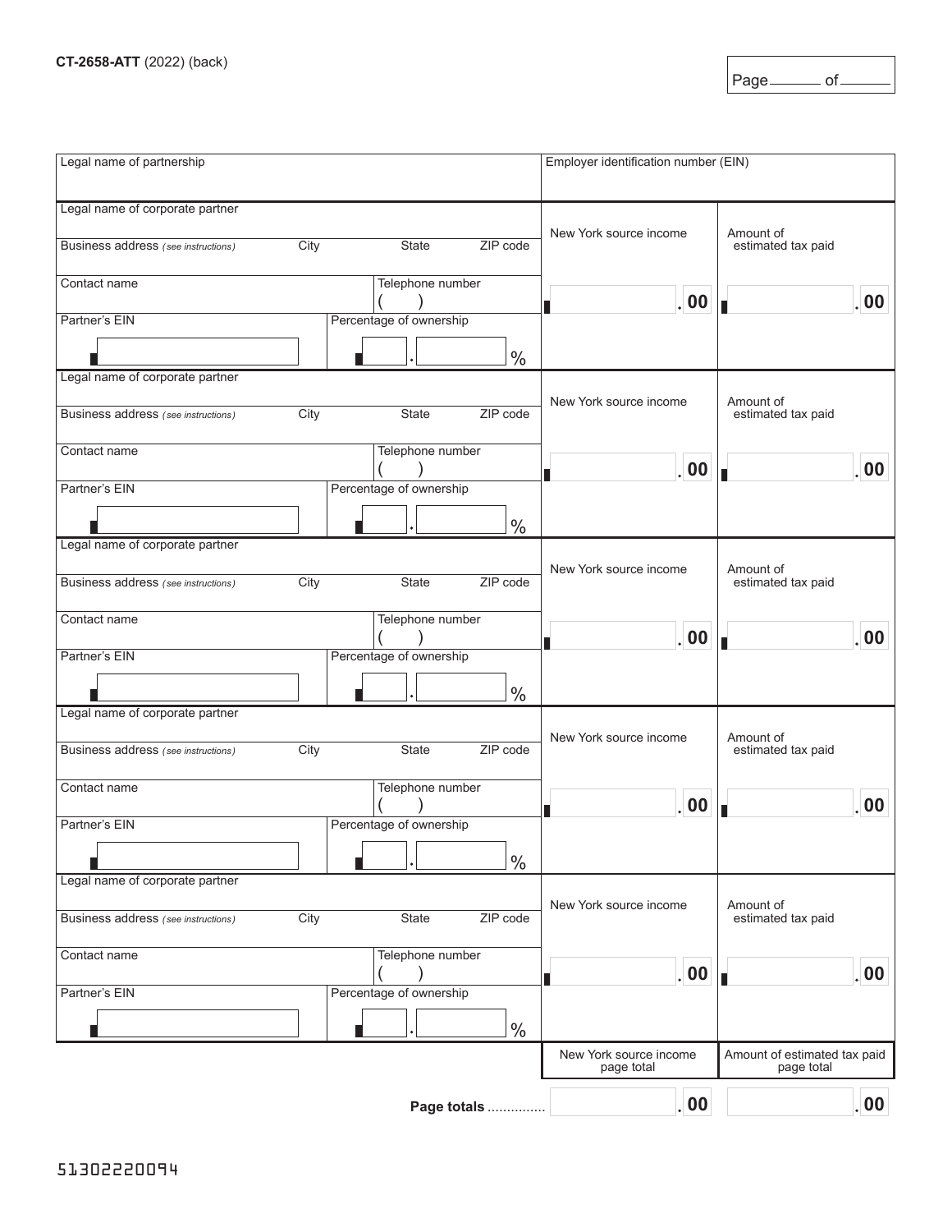**CT-2658-ATT** (2022) (back)

Page ______ of ______

| Legal name of partnership | Employer identification number (EIN) | |
|---|---|---|

| Partner information | New York source income | Amount of estimated tax paid |
|---|---|---|
| Legal name of corporate partner<br>Business address *(see instructions)* City State ZIP code<br>Contact name Telephone number ( )<br>Partner's EIN<br>Percentage of ownership . % | .00 | .00 |
| Legal name of corporate partner<br>Business address *(see instructions)* City State ZIP code<br>Contact name Telephone number ( )<br>Partner's EIN<br>Percentage of ownership . % | .00 | .00 |
| Legal name of corporate partner<br>Business address *(see instructions)* City State ZIP code<br>Contact name Telephone number ( )<br>Partner's EIN<br>Percentage of ownership . % | .00 | .00 |
| Legal name of corporate partner<br>Business address *(see instructions)* City State ZIP code<br>Contact name Telephone number ( )<br>Partner's EIN<br>Percentage of ownership . % | .00 | .00 |
| Legal name of corporate partner<br>Business address *(see instructions)* City State ZIP code<br>Contact name Telephone number ( )<br>Partner's EIN<br>Percentage of ownership . % | .00 | .00 |

| | New York source income page total | Amount of estimated tax paid page total |
|---|---|---|
| **Page totals** ............... | .00 | .00 |

51302220094